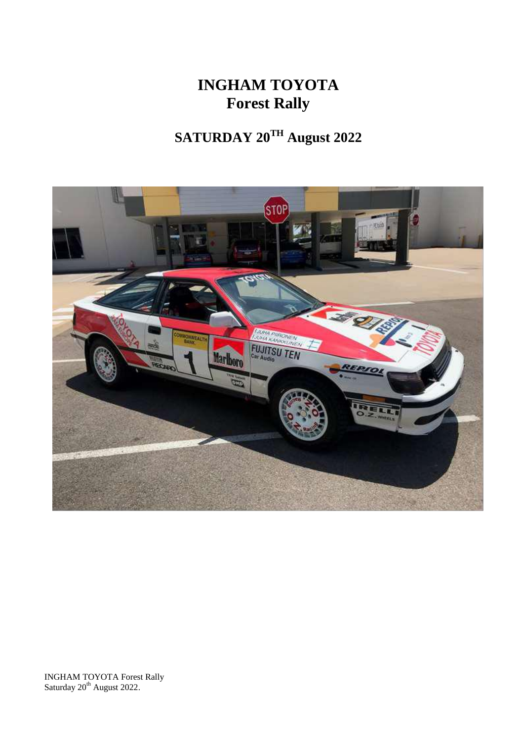# INGHAM TOYOTA
# Forest Rally

## SATURDAY 20TH August 2022

INGHAM TOYOTA Forest Rally
Saturday 20th August 2022.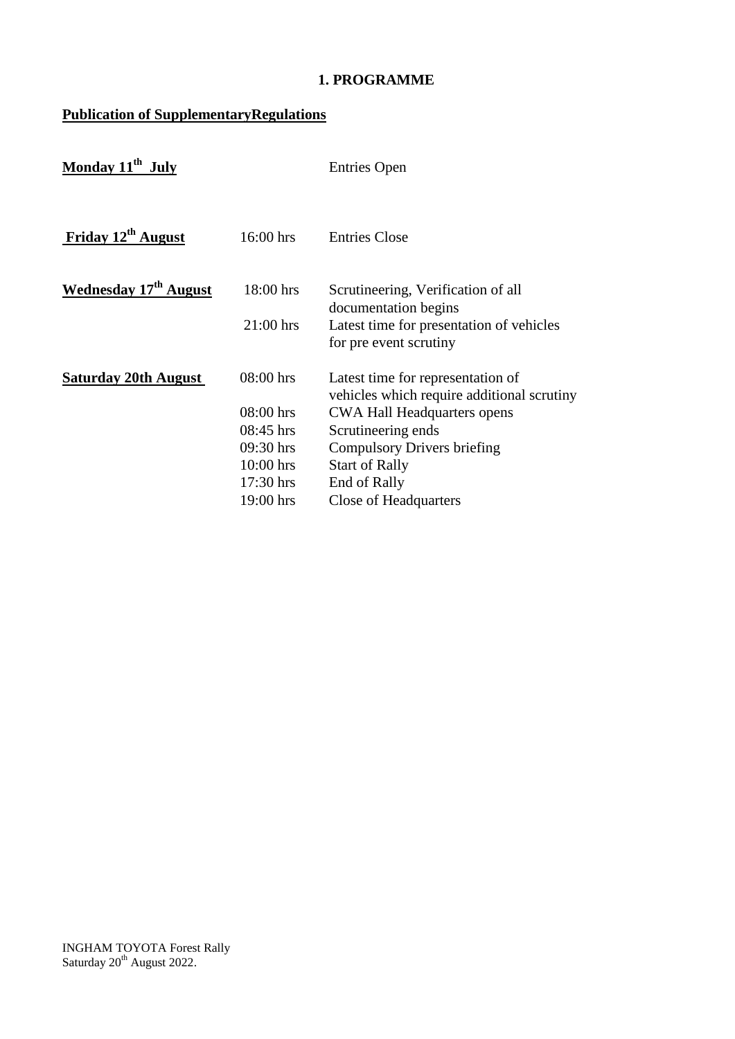## 1. PROGRAMME

**Publication of SupplementaryRegulations**

| | | |
|---|---|---|
| **Monday 11th July** | | Entries Open |
| **Friday 12th August** | 16:00 hrs | Entries Close |
| **Wednesday 17th August** | 18:00 hrs | Scrutineering, Verification of all documentation begins |
| | 21:00 hrs | Latest time for presentation of vehicles for pre event scrutiny |
| **Saturday 20th August** | 08:00 hrs | Latest time for representation of vehicles which require additional scrutiny |
| | 08:00 hrs | CWA Hall Headquarters opens |
| | 08:45 hrs | Scrutineering ends |
| | 09:30 hrs | Compulsory Drivers briefing |
| | 10:00 hrs | Start of Rally |
| | 17:30 hrs | End of Rally |
| | 19:00 hrs | Close of Headquarters |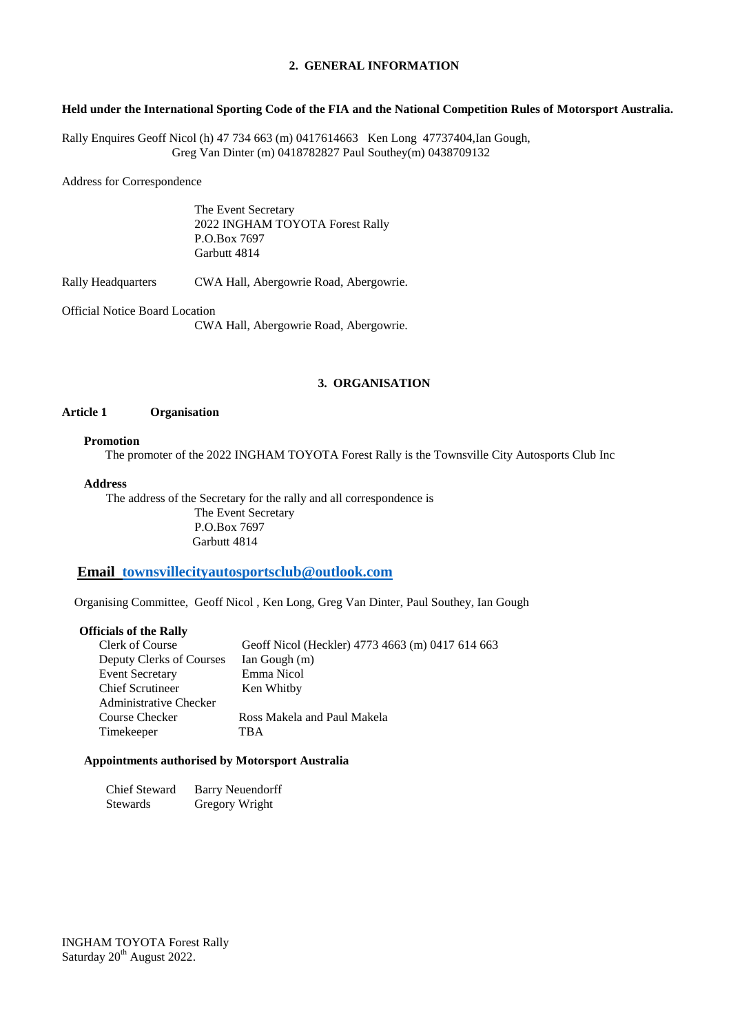## 2. GENERAL INFORMATION

**Held under the International Sporting Code of the FIA and the National Competition Rules of Motorsport Australia.**

Rally Enquires Geoff Nicol (h) 47 734 663 (m) 0417614663 Ken Long 47737404,Ian Gough,
Greg Van Dinter (m) 0418782827 Paul Southey(m) 0438709132

Address for Correspondence

The Event Secretary
2022 INGHAM TOYOTA Forest Rally
P.O.Box 7697
Garbutt 4814

Rally Headquarters CWA Hall, Abergowrie Road, Abergowrie.

Official Notice Board Location
CWA Hall, Abergowrie Road, Abergowrie.

## 3. ORGANISATION

**Article 1 Organisation**

**Promotion**

The promoter of the 2022 INGHAM TOYOTA Forest Rally is the Townsville City Autosports Club Inc

**Address**

The address of the Secretary for the rally and all correspondence is
The Event Secretary
P.O.Box 7697
Garbutt 4814

**Email townsvillecityautosportsclub@outlook.com**

Organising Committee, Geoff Nicol , Ken Long, Greg Van Dinter, Paul Southey, Ian Gough

**Officials of the Rally**

| | |
|---|---|
| Clerk of Course | Geoff Nicol (Heckler) 4773 4663 (m) 0417 614 663 |
| Deputy Clerks of Courses | Ian Gough (m) |
| Event Secretary | Emma Nicol |
| Chief Scrutineer | Ken Whitby |
| Administrative Checker | |
| Course Checker | Ross Makela and Paul Makela |
| Timekeeper | TBA |

**Appointments authorised by Motorsport Australia**

| | |
|---|---|
| Chief Steward | Barry Neuendorff |
| Stewards | Gregory Wright |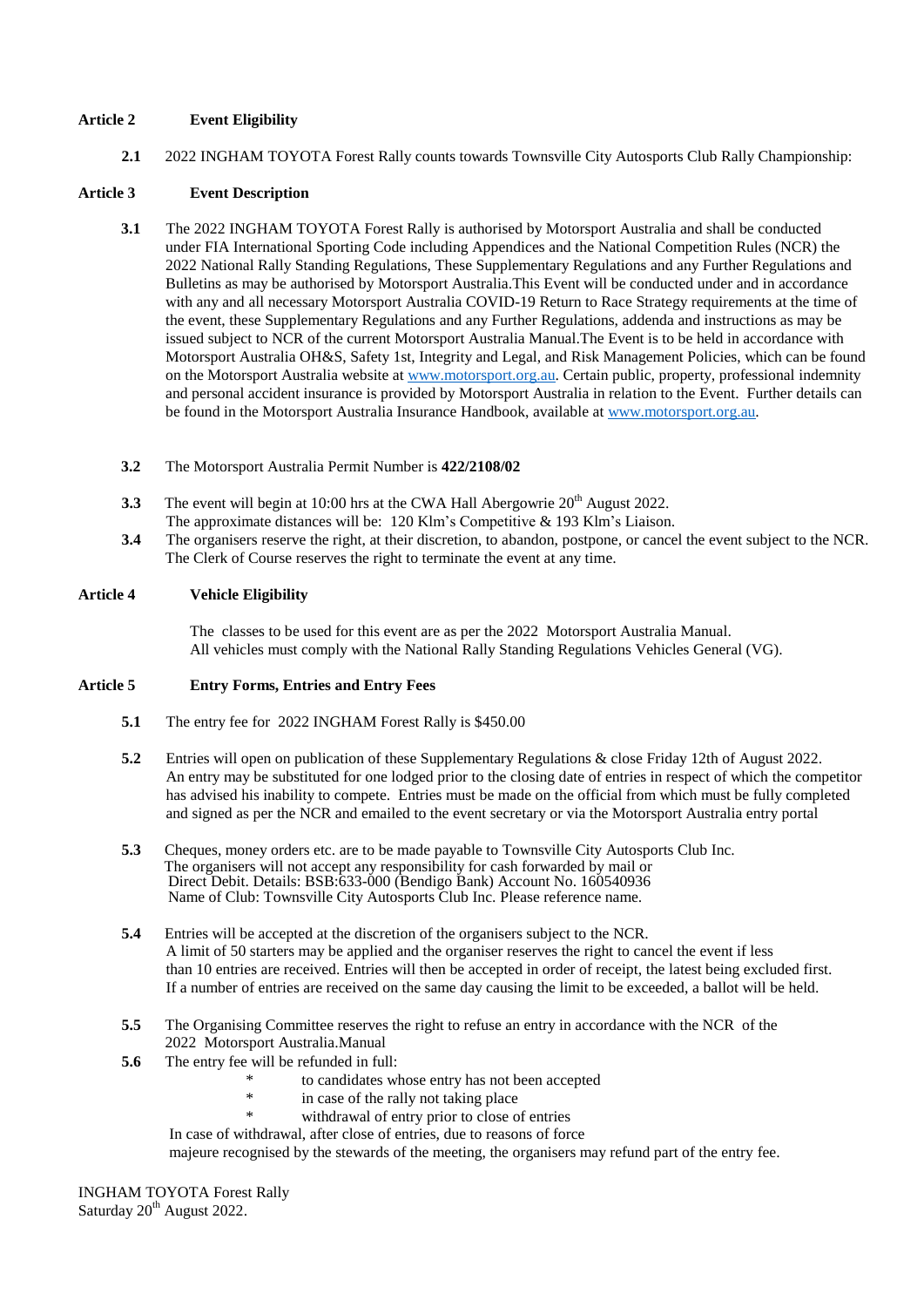## Article 2 Event Eligibility

**2.1** 2022 INGHAM TOYOTA Forest Rally counts towards Townsville City Autosports Club Rally Championship:

## Article 3 Event Description

**3.1** The 2022 INGHAM TOYOTA Forest Rally is authorised by Motorsport Australia and shall be conducted under FIA International Sporting Code including Appendices and the National Competition Rules (NCR) the 2022 National Rally Standing Regulations, These Supplementary Regulations and any Further Regulations and Bulletins as may be authorised by Motorsport Australia.This Event will be conducted under and in accordance with any and all necessary Motorsport Australia COVID-19 Return to Race Strategy requirements at the time of the event, these Supplementary Regulations and any Further Regulations, addenda and instructions as may be issued subject to NCR of the current Motorsport Australia Manual.The Event is to be held in accordance with Motorsport Australia OH&S, Safety 1st, Integrity and Legal, and Risk Management Policies, which can be found on the Motorsport Australia website at www.motorsport.org.au. Certain public, property, professional indemnity and personal accident insurance is provided by Motorsport Australia in relation to the Event. Further details can be found in the Motorsport Australia Insurance Handbook, available at www.motorsport.org.au.

**3.2** The Motorsport Australia Permit Number is **422/2108/02**

**3.3** The event will begin at 10:00 hrs at the CWA Hall Abergowrie 20th August 2022.
The approximate distances will be: 120 Klm's Competitive & 193 Klm's Liaison.

**3.4** The organisers reserve the right, at their discretion, to abandon, postpone, or cancel the event subject to the NCR. The Clerk of Course reserves the right to terminate the event at any time.

## Article 4 Vehicle Eligibility

The classes to be used for this event are as per the 2022 Motorsport Australia Manual.
All vehicles must comply with the National Rally Standing Regulations Vehicles General (VG).

## Article 5 Entry Forms, Entries and Entry Fees

**5.1** The entry fee for 2022 INGHAM Forest Rally is $450.00

**5.2** Entries will open on publication of these Supplementary Regulations & close Friday 12th of August 2022.
An entry may be substituted for one lodged prior to the closing date of entries in respect of which the competitor has advised his inability to compete. Entries must be made on the official from which must be fully completed and signed as per the NCR and emailed to the event secretary or via the Motorsport Australia entry portal

**5.3** Cheques, money orders etc. are to be made payable to Townsville City Autosports Club Inc.
The organisers will not accept any responsibility for cash forwarded by mail or
Direct Debit. Details: BSB:633-000 (Bendigo Bank) Account No. 160540936
Name of Club: Townsville City Autosports Club Inc. Please reference name.

**5.4** Entries will be accepted at the discretion of the organisers subject to the NCR.
A limit of 50 starters may be applied and the organiser reserves the right to cancel the event if less than 10 entries are received. Entries will then be accepted in order of receipt, the latest being excluded first. If a number of entries are received on the same day causing the limit to be exceeded, a ballot will be held.

**5.5** The Organising Committee reserves the right to refuse an entry in accordance with the NCR of the 2022 Motorsport Australia.Manual

**5.6** The entry fee will be refunded in full:

- to candidates whose entry has not been accepted
- in case of the rally not taking place
- withdrawal of entry prior to close of entries

In case of withdrawal, after close of entries, due to reasons of force majeure recognised by the stewards of the meeting, the organisers may refund part of the entry fee.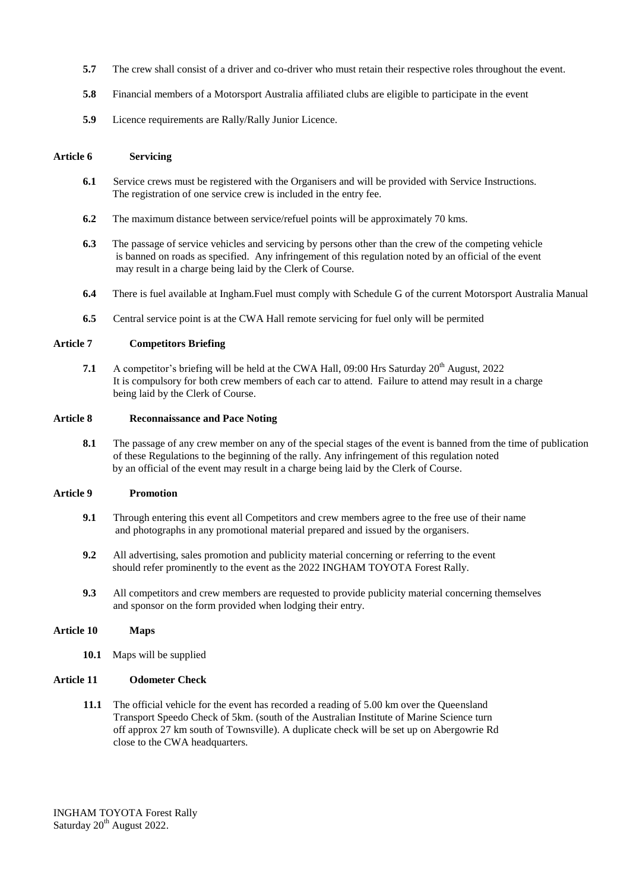**5.7** The crew shall consist of a driver and co-driver who must retain their respective roles throughout the event.

**5.8** Financial members of a Motorsport Australia affiliated clubs are eligible to participate in the event

**5.9** Licence requirements are Rally/Rally Junior Licence.

## Article 6 Servicing

**6.1** Service crews must be registered with the Organisers and will be provided with Service Instructions. The registration of one service crew is included in the entry fee.

**6.2** The maximum distance between service/refuel points will be approximately 70 kms.

**6.3** The passage of service vehicles and servicing by persons other than the crew of the competing vehicle is banned on roads as specified. Any infringement of this regulation noted by an official of the event may result in a charge being laid by the Clerk of Course.

**6.4** There is fuel available at Ingham.Fuel must comply with Schedule G of the current Motorsport Australia Manual

**6.5** Central service point is at the CWA Hall remote servicing for fuel only will be permited

## Article 7 Competitors Briefing

**7.1** A competitor's briefing will be held at the CWA Hall, 09:00 Hrs Saturday 20th August, 2022 It is compulsory for both crew members of each car to attend. Failure to attend may result in a charge being laid by the Clerk of Course.

## Article 8 Reconnaissance and Pace Noting

**8.1** The passage of any crew member on any of the special stages of the event is banned from the time of publication of these Regulations to the beginning of the rally. Any infringement of this regulation noted by an official of the event may result in a charge being laid by the Clerk of Course.

## Article 9 Promotion

**9.1** Through entering this event all Competitors and crew members agree to the free use of their name and photographs in any promotional material prepared and issued by the organisers.

**9.2** All advertising, sales promotion and publicity material concerning or referring to the event should refer prominently to the event as the 2022 INGHAM TOYOTA Forest Rally.

**9.3** All competitors and crew members are requested to provide publicity material concerning themselves and sponsor on the form provided when lodging their entry.

## Article 10 Maps

**10.1** Maps will be supplied

## Article 11 Odometer Check

**11.1** The official vehicle for the event has recorded a reading of 5.00 km over the Queensland Transport Speedo Check of 5km. (south of the Australian Institute of Marine Science turn off approx 27 km south of Townsville). A duplicate check will be set up on Abergowrie Rd close to the CWA headquarters.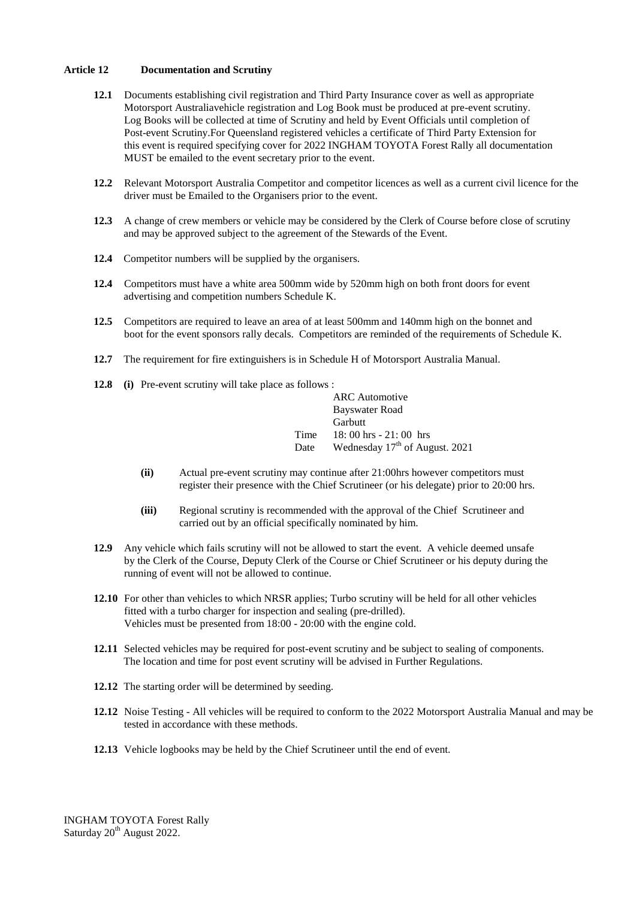**Article 12 Documentation and Scrutiny**

**12.1** Documents establishing civil registration and Third Party Insurance cover as well as appropriate Motorsport Australiavehicle registration and Log Book must be produced at pre-event scrutiny. Log Books will be collected at time of Scrutiny and held by Event Officials until completion of Post-event Scrutiny.For Queensland registered vehicles a certificate of Third Party Extension for this event is required specifying cover for 2022 INGHAM TOYOTA Forest Rally all documentation MUST be emailed to the event secretary prior to the event.

**12.2** Relevant Motorsport Australia Competitor and competitor licences as well as a current civil licence for the driver must be Emailed to the Organisers prior to the event.

**12.3** A change of crew members or vehicle may be considered by the Clerk of Course before close of scrutiny and may be approved subject to the agreement of the Stewards of the Event.

**12.4** Competitor numbers will be supplied by the organisers.

**12.4** Competitors must have a white area 500mm wide by 520mm high on both front doors for event advertising and competition numbers Schedule K.

**12.5** Competitors are required to leave an area of at least 500mm and 140mm high on the bonnet and boot for the event sponsors rally decals. Competitors are reminded of the requirements of Schedule K.

**12.7** The requirement for fire extinguishers is in Schedule H of Motorsport Australia Manual.

**12.8** **(i)** Pre-event scrutiny will take place as follows :

ARC Automotive
Bayswater Road
Garbutt
Time 18: 00 hrs - 21: 00 hrs
Date Wednesday 17th of August. 2021

**(ii)** Actual pre-event scrutiny may continue after 21:00hrs however competitors must register their presence with the Chief Scrutineer (or his delegate) prior to 20:00 hrs.

**(iii)** Regional scrutiny is recommended with the approval of the Chief Scrutineer and carried out by an official specifically nominated by him.

**12.9** Any vehicle which fails scrutiny will not be allowed to start the event. A vehicle deemed unsafe by the Clerk of the Course, Deputy Clerk of the Course or Chief Scrutineer or his deputy during the running of event will not be allowed to continue.

**12.10** For other than vehicles to which NRSR applies; Turbo scrutiny will be held for all other vehicles fitted with a turbo charger for inspection and sealing (pre-drilled). Vehicles must be presented from 18:00 - 20:00 with the engine cold.

**12.11** Selected vehicles may be required for post-event scrutiny and be subject to sealing of components. The location and time for post event scrutiny will be advised in Further Regulations.

**12.12** The starting order will be determined by seeding.

**12.12** Noise Testing - All vehicles will be required to conform to the 2022 Motorsport Australia Manual and may be tested in accordance with these methods.

**12.13** Vehicle logbooks may be held by the Chief Scrutineer until the end of event.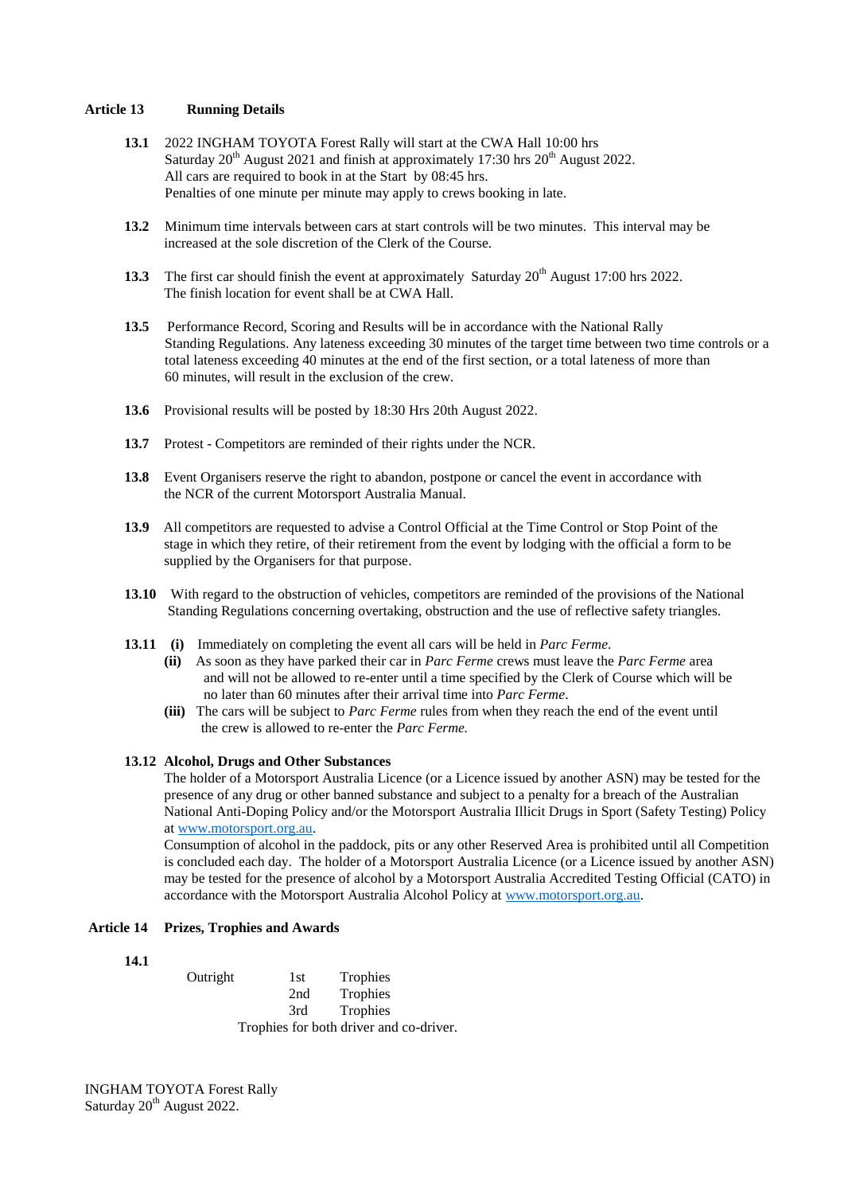## Article 13 Running Details

**13.1** 2022 INGHAM TOYOTA Forest Rally will start at the CWA Hall 10:00 hrs Saturday 20th August 2021 and finish at approximately 17:30 hrs 20th August 2022. All cars are required to book in at the Start by 08:45 hrs. Penalties of one minute per minute may apply to crews booking in late.

**13.2** Minimum time intervals between cars at start controls will be two minutes. This interval may be increased at the sole discretion of the Clerk of the Course.

**13.3** The first car should finish the event at approximately Saturday 20th August 17:00 hrs 2022. The finish location for event shall be at CWA Hall.

**13.5** Performance Record, Scoring and Results will be in accordance with the National Rally Standing Regulations. Any lateness exceeding 30 minutes of the target time between two time controls or a total lateness exceeding 40 minutes at the end of the first section, or a total lateness of more than 60 minutes, will result in the exclusion of the crew.

**13.6** Provisional results will be posted by 18:30 Hrs 20th August 2022.

**13.7** Protest - Competitors are reminded of their rights under the NCR.

**13.8** Event Organisers reserve the right to abandon, postpone or cancel the event in accordance with the NCR of the current Motorsport Australia Manual.

**13.9** All competitors are requested to advise a Control Official at the Time Control or Stop Point of the stage in which they retire, of their retirement from the event by lodging with the official a form to be supplied by the Organisers for that purpose.

**13.10** With regard to the obstruction of vehicles, competitors are reminded of the provisions of the National Standing Regulations concerning overtaking, obstruction and the use of reflective safety triangles.

**13.11** **(i)** Immediately on completing the event all cars will be held in *Parc Ferme*.

**(ii)** As soon as they have parked their car in *Parc Ferme* crews must leave the *Parc Ferme* area and will not be allowed to re-enter until a time specified by the Clerk of Course which will be no later than 60 minutes after their arrival time into *Parc Ferme*.

**(iii)** The cars will be subject to *Parc Ferme* rules from when they reach the end of the event until the crew is allowed to re-enter the *Parc Ferme.*

**13.12 Alcohol, Drugs and Other Substances**

The holder of a Motorsport Australia Licence (or a Licence issued by another ASN) may be tested for the presence of any drug or other banned substance and subject to a penalty for a breach of the Australian National Anti-Doping Policy and/or the Motorsport Australia Illicit Drugs in Sport (Safety Testing) Policy at www.motorsport.org.au.

Consumption of alcohol in the paddock, pits or any other Reserved Area is prohibited until all Competition is concluded each day. The holder of a Motorsport Australia Licence (or a Licence issued by another ASN) may be tested for the presence of alcohol by a Motorsport Australia Accredited Testing Official (CATO) in accordance with the Motorsport Australia Alcohol Policy at www.motorsport.org.au.

## Article 14 Prizes, Trophies and Awards

**14.1**

| | | |
|---|---|---|
| Outright | 1st | Trophies |
| | 2nd | Trophies |
| | 3rd | Trophies |

Trophies for both driver and co-driver.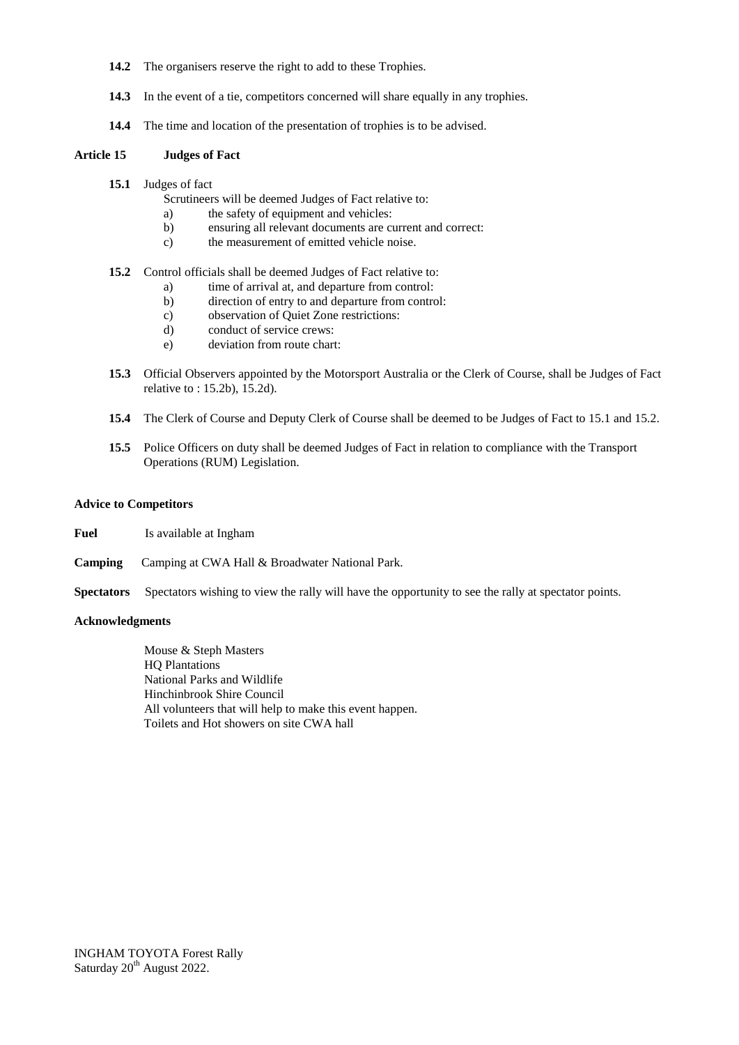**14.2** The organisers reserve the right to add to these Trophies.

**14.3** In the event of a tie, competitors concerned will share equally in any trophies.

**14.4** The time and location of the presentation of trophies is to be advised.

## Article 15 Judges of Fact

**15.1** Judges of fact

Scrutineers will be deemed Judges of Fact relative to:

- a) the safety of equipment and vehicles:
- b) ensuring all relevant documents are current and correct:
- c) the measurement of emitted vehicle noise.

**15.2** Control officials shall be deemed Judges of Fact relative to:

- a) time of arrival at, and departure from control:
- b) direction of entry to and departure from control:
- c) observation of Quiet Zone restrictions:
- d) conduct of service crews:
- e) deviation from route chart:

**15.3** Official Observers appointed by the Motorsport Australia or the Clerk of Course, shall be Judges of Fact relative to : 15.2b), 15.2d).

**15.4** The Clerk of Course and Deputy Clerk of Course shall be deemed to be Judges of Fact to 15.1 and 15.2.

**15.5** Police Officers on duty shall be deemed Judges of Fact in relation to compliance with the Transport Operations (RUM) Legislation.

### Advice to Competitors

**Fuel** Is available at Ingham

**Camping** Camping at CWA Hall & Broadwater National Park.

**Spectators** Spectators wishing to view the rally will have the opportunity to see the rally at spectator points.

### Acknowledgments

Mouse & Steph Masters
HQ Plantations
National Parks and Wildlife
Hinchinbrook Shire Council
All volunteers that will help to make this event happen.
Toilets and Hot showers on site CWA hall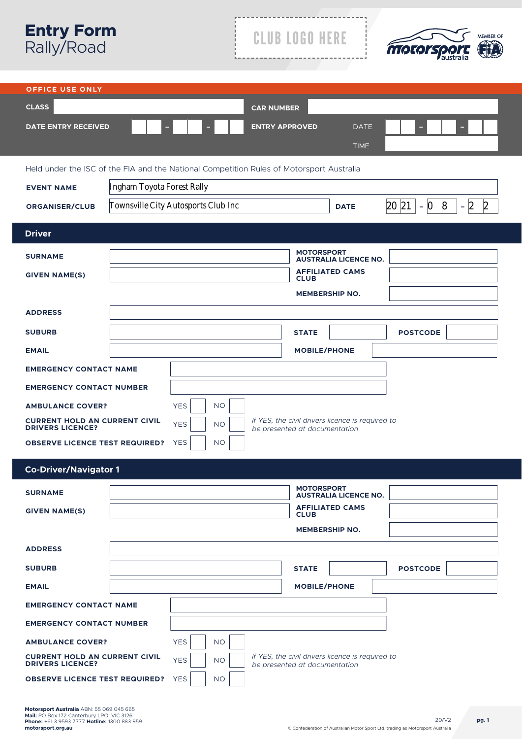# Entry Form
Rally/Road

CLUB LOGO HERE

MEMBER OF

## OFFICE USE ONLY

| | | | |
|---|---|---|---|
| **CLASS** | | **CAR NUMBER** | |
| **DATE ENTRY RECEIVED** | - - | **ENTRY APPROVED** | DATE - - |
| | | | TIME |

Held under the ISC of the FIA and the National Competition Rules of Motorsport Australia

| | | | |
|---|---|---|---|
| **EVENT NAME** | Ingham Toyota Forest Rally | | |
| **ORGANISER/CLUB** | Townsville City Autosports Club Inc | **DATE** | 2021 - 08 - 22 |

## Driver

| | | | |
|---|---|---|---|
| **SURNAME** | | **MOTORSPORT AUSTRALIA LICENCE NO.** | |
| **GIVEN NAME(S)** | | **AFFILIATED CAMS CLUB** | |
| | | **MEMBERSHIP NO.** | |
| **ADDRESS** | | | |
| **SUBURB** | | **STATE** | **POSTCODE** |
| **EMAIL** | | **MOBILE/PHONE** | |
| **EMERGENCY CONTACT NAME** | | | |
| **EMERGENCY CONTACT NUMBER** | | | |
| **AMBULANCE COVER?** | YES ☐ NO ☐ | | |
| **CURRENT HOLD AN CURRENT CIVIL DRIVERS LICENCE?** | YES ☐ NO ☐ | *If YES, the civil drivers licence is required to be presented at documentation* | |
| **OBSERVE LICENCE TEST REQUIRED?** | YES ☐ NO ☐ | | |

## Co-Driver/Navigator 1

| | | | |
|---|---|---|---|
| **SURNAME** | | **MOTORSPORT AUSTRALIA LICENCE NO.** | |
| **GIVEN NAME(S)** | | **AFFILIATED CAMS CLUB** | |
| | | **MEMBERSHIP NO.** | |
| **ADDRESS** | | | |
| **SUBURB** | | **STATE** | **POSTCODE** |
| **EMAIL** | | **MOBILE/PHONE** | |
| **EMERGENCY CONTACT NAME** | | | |
| **EMERGENCY CONTACT NUMBER** | | | |
| **AMBULANCE COVER?** | YES ☐ NO ☐ | | |
| **CURRENT HOLD AN CURRENT CIVIL DRIVERS LICENCE?** | YES ☐ NO ☐ | *If YES, the civil drivers licence is required to be presented at documentation* | |
| **OBSERVE LICENCE TEST REQUIRED?** | YES ☐ NO ☐ | | |

**Motorsport Australia** ABN: 55 069 045 665
**Mail:** PO Box 172 Canterbury LPO, VIC 3126
**Phone:** +61 3 9593 7777 **Hotline:** 1300 883 959
**motorsport.org.au**

20/V2

© Confederation of Australian Motor Sport Ltd. trading as Motorsport Australia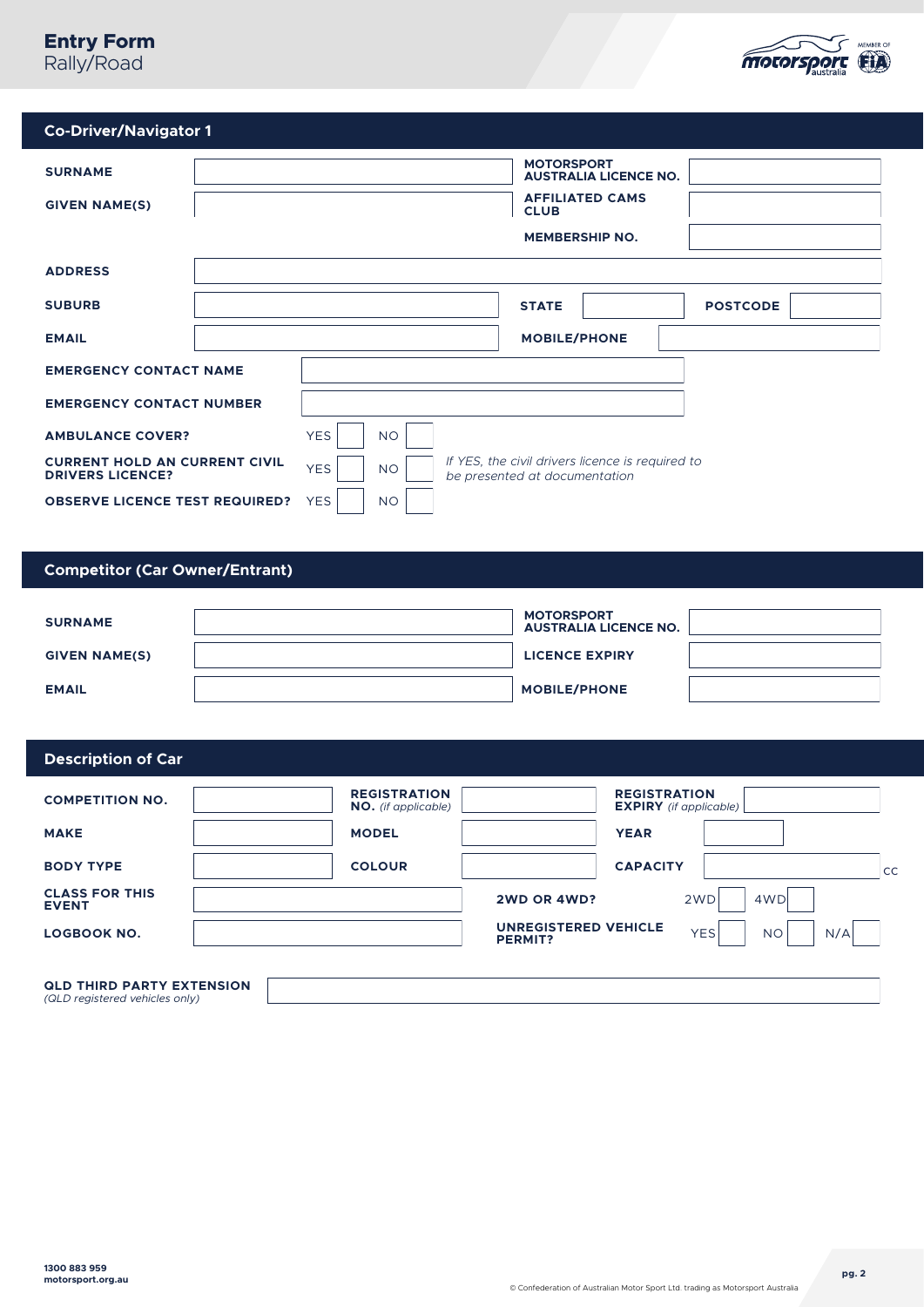# Entry Form
Rally/Road

## Co-Driver/Navigator 1

| | | | |
|---|---|---|---|
| **SURNAME** | | **MOTORSPORT AUSTRALIA LICENCE NO.** | |
| **GIVEN NAME(S)** | | **AFFILIATED CAMS CLUB** | |
| | | **MEMBERSHIP NO.** | |

| | | | | | |
|---|---|---|---|---|---|
| **ADDRESS** | | | | | |
| **SUBURB** | | **STATE** | | **POSTCODE** | |
| **EMAIL** | | **MOBILE/PHONE** | | | |

| | |
|---|---|
| **EMERGENCY CONTACT NAME** | |
| **EMERGENCY CONTACT NUMBER** | |
| **AMBULANCE COVER?** | YES ☐ NO ☐ |
| **CURRENT HOLD AN CURRENT CIVIL DRIVERS LICENCE?** | YES ☐ NO ☐ *If YES, the civil drivers licence is required to be presented at documentation* |
| **OBSERVE LICENCE TEST REQUIRED?** | YES ☐ NO ☐ |

## Competitor (Car Owner/Entrant)

| | | | |
|---|---|---|---|
| **SURNAME** | | **MOTORSPORT AUSTRALIA LICENCE NO.** | |
| **GIVEN NAME(S)** | | **LICENCE EXPIRY** | |
| **EMAIL** | | **MOBILE/PHONE** | |

## Description of Car

| | | | | | |
|---|---|---|---|---|---|
| **COMPETITION NO.** | | **REGISTRATION NO.** *(if applicable)* | | **REGISTRATION EXPIRY** *(if applicable)* | |
| **MAKE** | | **MODEL** | | **YEAR** | |
| **BODY TYPE** | | **COLOUR** | | **CAPACITY** | CC |

| | | | |
|---|---|---|---|
| **CLASS FOR THIS EVENT** | | **2WD OR 4WD?** | 2WD ☐ 4WD ☐ |
| **LOGBOOK NO.** | | **UNREGISTERED VEHICLE PERMIT?** | YES ☐ NO ☐ N/A ☐ |

| | |
|---|---|
| **QLD THIRD PARTY EXTENSION** *(QLD registered vehicles only)* | |

1300 883 959
motorsport.org.au

© Confederation of Australian Motor Sport Ltd. trading as Motorsport Australia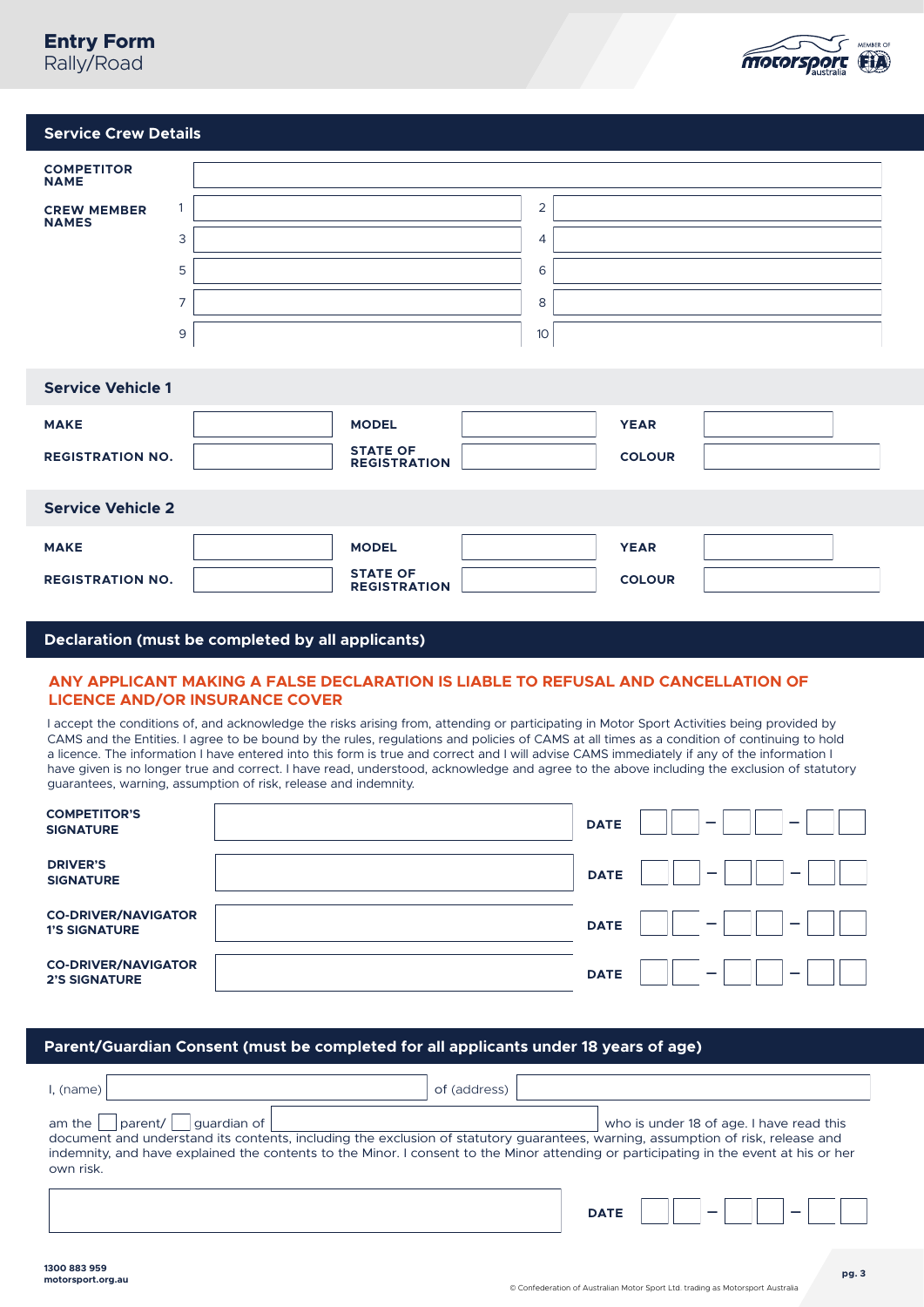# Entry Form
Rally/Road

## Service Crew Details

| | | | |
|---|---|---|---|
| **COMPETITOR NAME** | | | |
| **CREW MEMBER NAMES** | 1 | 2 | |
| | 3 | 4 | |
| | 5 | 6 | |
| | 7 | 8 | |
| | 9 | 10 | |

## Service Vehicle 1

| | | | | | |
|---|---|---|---|---|---|
| **MAKE** | | **MODEL** | | **YEAR** | |
| **REGISTRATION NO.** | | **STATE OF REGISTRATION** | | **COLOUR** | |

## Service Vehicle 2

| | | | | | |
|---|---|---|---|---|---|
| **MAKE** | | **MODEL** | | **YEAR** | |
| **REGISTRATION NO.** | | **STATE OF REGISTRATION** | | **COLOUR** | |

## Declaration (must be completed by all applicants)

**ANY APPLICANT MAKING A FALSE DECLARATION IS LIABLE TO REFUSAL AND CANCELLATION OF LICENCE AND/OR INSURANCE COVER**

I accept the conditions of, and acknowledge the risks arising from, attending or participating in Motor Sport Activities being provided by CAMS and the Entities. I agree to be bound by the rules, regulations and policies of CAMS at all times as a condition of continuing to hold a licence. The information I have entered into this form is true and correct and I will advise CAMS immediately if any of the information I have given is no longer true and correct. I have read, understood, acknowledge and agree to the above including the exclusion of statutory guarantees, warning, assumption of risk, release and indemnity.

| | | | |
|---|---|---|---|
| **COMPETITOR'S SIGNATURE** | | **DATE** | – – |
| **DRIVER'S SIGNATURE** | | **DATE** | – – |
| **CO-DRIVER/NAVIGATOR 1'S SIGNATURE** | | **DATE** | – – |
| **CO-DRIVER/NAVIGATOR 2'S SIGNATURE** | | **DATE** | – – |

## Parent/Guardian Consent (must be completed for all applicants under 18 years of age)

I, (name) ________________ of (address) ________________

am the ☐ parent/ ☐ guardian of ________________ who is under 18 of age. I have read this document and understand its contents, including the exclusion of statutory guarantees, warning, assumption of risk, release and indemnity, and have explained the contents to the Minor. I consent to the Minor attending or participating in the event at his or her own risk.

________________ **DATE** – –

1300 883 959
motorsport.org.au

© Confederation of Australian Motor Sport Ltd. trading as Motorsport Australia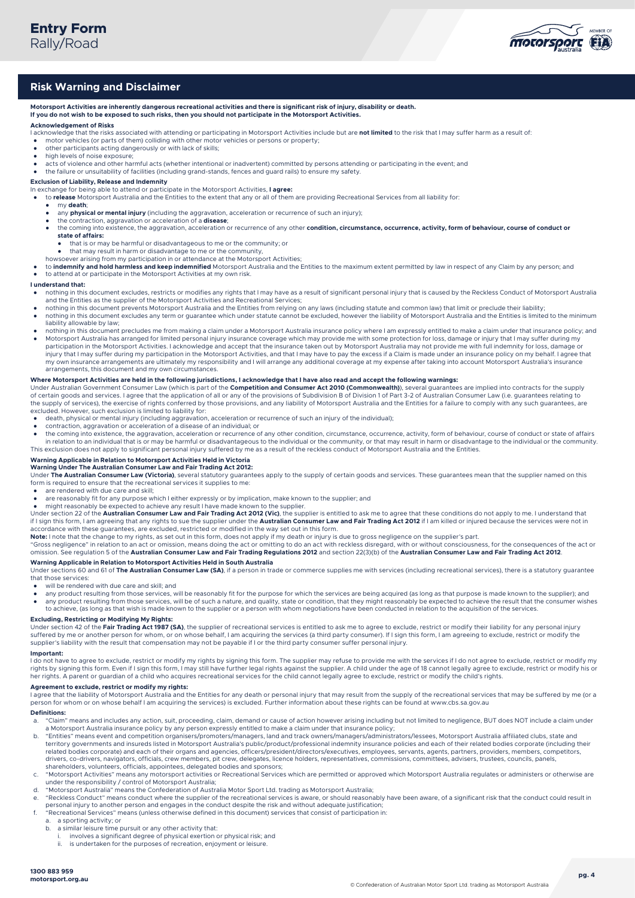# Entry Form
Rally/Road

## Risk Warning and Disclaimer

**Motorsport Activities are inherently dangerous recreational activities and there is significant risk of injury, disability or death.**
**If you do not wish to be exposed to such risks, then you should not participate in the Motorsport Activities.**

**Acknowledgement of Risks**

I acknowledge that the risks associated with attending or participating in Motorsport Activities include but are **not limited** to the risk that I may suffer harm as a result of:

- motor vehicles (or parts of them) colliding with other motor vehicles or persons or property;
- other participants acting dangerously or with lack of skills;
- high levels of noise exposure;
- acts of violence and other harmful acts (whether intentional or inadvertent) committed by persons attending or participating in the event; and
- the failure or unsuitability of facilities (including grand-stands, fences and guard rails) to ensure my safety.

**Exclusion of Liability, Release and Indemnity**

In exchange for being able to attend or participate in the Motorsport Activities, **I agree:**

- to **release** Motorsport Australia and the Entities to the extent that any or all of them are providing Recreational Services from all liability for:
  - my **death**;
  - any **physical or mental injury** (including the aggravation, acceleration or recurrence of such an injury);
  - the contraction, aggravation or acceleration of a **disease**;
  - the coming into existence, the aggravation, acceleration or recurrence of any other **condition, circumstance, occurrence, activity, form of behaviour, course of conduct or state of affairs:**
    - that is or may be harmful or disadvantageous to me or the community; or
    - that may result in harm or disadvantage to me or the community,

  howsoever arising from my participation in or attendance at the Motorsport Activities;
- to **indemnify and hold harmless and keep indemnified** Motorsport Australia and the Entities to the maximum extent permitted by law in respect of any Claim by any person; and
- to attend at or participate in the Motorsport Activities at my own risk.

**I understand that:**

- nothing in this document excludes, restricts or modifies any rights that I may have as a result of significant personal injury that is caused by the Reckless Conduct of Motorsport Australia and the Entities as the supplier of the Motorsport Activities and Recreational Services;
- nothing in this document prevents Motorsport Australia and the Entities from relying on any laws (including statute and common law) that limit or preclude their liability;
- nothing in this document excludes any term or guarantee which under statute cannot be excluded, however the liability of Motorsport Australia and the Entities is limited to the minimum liability allowable by law;
- nothing in this document precludes me from making a claim under a Motorsport Australia insurance policy where I am expressly entitled to make a claim under that insurance policy; and
- Motorsport Australia has arranged for limited personal injury insurance coverage which may provide me with some protection for loss, damage or injury that I may suffer during my participation in the Motorsport Activities. I acknowledge and accept that the insurance taken out by Motorsport Australia may not provide me with full indemnity for loss, damage or injury that I may suffer during my participation in the Motorsport Activities, and that I may have to pay the excess if a Claim is made under an insurance policy on my behalf. I agree that my own insurance arrangements are ultimately my responsibility and I will arrange any additional coverage at my expense after taking into account Motorsport Australia's insurance arrangements, this document and my own circumstances.

**Where Motorsport Activities are held in the following jurisdictions, I acknowledge that I have also read and accept the following warnings:**

Under Australian Government Consumer Law (which is part of the **Competition and Consumer Act 2010 (Commonwealth)**), several guarantees are implied into contracts for the supply of certain goods and services. I agree that the application of all or any of the provisions of Subdivision B of Division 1 of Part 3-2 of Australian Consumer Law (i.e. guarantees relating to the supply of services), the exercise of rights conferred by those provisions, and any liability of Motorsport Australia and the Entities for a failure to comply with any such guarantees, are excluded. However, such exclusion is limited to liability for:

- death, physical or mental injury (including aggravation, acceleration or recurrence of such an injury of the individual);
- contraction, aggravation or acceleration of a disease of an individual; or
- the coming into existence, the aggravation, acceleration or recurrence of any other condition, circumstance, occurrence, activity, form of behaviour, course of conduct or state of affairs in relation to an individual that is or may be harmful or disadvantageous to the individual or the community, or that may result in harm or disadvantage to the individual or the community.

This exclusion does not apply to significant personal injury suffered by me as a result of the reckless conduct of Motorsport Australia and the Entities.

**Warning Applicable in Relation to Motorsport Activities Held in Victoria**
**Warning Under The Australian Consumer Law and Fair Trading Act 2012:**

Under **The Australian Consumer Law (Victoria)**, several statutory guarantees apply to the supply of certain goods and services. These guarantees mean that the supplier named on this form is required to ensure that the recreational services it supplies to me:

- are rendered with due care and skill;
- are reasonably fit for any purpose which I either expressly or by implication, make known to the supplier; and
- might reasonably be expected to achieve any result I have made known to the supplier.

Under section 22 of the **Australian Consumer Law and Fair Trading Act 2012 (Vic)**, the supplier is entitled to ask me to agree that these conditions do not apply to me. I understand that if I sign this form, I am agreeing that any rights to sue the supplier under the **Australian Consumer Law and Fair Trading Act 2012** if I am killed or injured because the services were not in accordance with these guarantees, are excluded, restricted or modified in the way set out in this form.

**Note:** I note that the change to my rights, as set out in this form, does not apply if my death or injury is due to gross negligence on the supplier's part.

"Gross negligence" in relation to an act or omission, means doing the act or omitting to do an act with reckless disregard, with or without consciousness, for the consequences of the act or omission. See regulation 5 of the **Australian Consumer Law and Fair Trading Regulations 2012** and section 22(3)(b) of the **Australian Consumer Law and Fair Trading Act 2012**.

**Warning Applicable in Relation to Motorsport Activities Held in South Australia**

Under sections 60 and 61 of **The Australian Consumer Law (SA)**, if a person in trade or commerce supplies me with services (including recreational services), there is a statutory guarantee that those services:

- will be rendered with due care and skill; and
- any product resulting from those services, will be reasonably fit for the purpose for which the services are being acquired (as long as that purpose is made known to the supplier); and
- any product resulting from those services, will be of such a nature, and quality, state or condition, that they might reasonably be expected to achieve the result that the consumer wishes to achieve, (as long as that wish is made known to the supplier or a person with whom negotiations have been conducted in relation to the acquisition of the services.

**Excluding, Restricting or Modifying My Rights:**

Under section 42 of the **Fair Trading Act 1987 (SA)**, the supplier of recreational services is entitled to ask me to agree to exclude, restrict or modify their liability for any personal injury suffered by me or another person for whom, or on whose behalf, I am acquiring the services (a third party consumer). If I sign this form, I am agreeing to exclude, restrict or modify the supplier's liability with the result that compensation may not be payable if I or the third party consumer suffer personal injury.

**Important:**

I do not have to agree to exclude, restrict or modify my rights by signing this form. The supplier may refuse to provide me with the services if I do not agree to exclude, restrict or modify my rights by signing this form. Even if I sign this form, I may still have further legal rights against the supplier. A child under the age of 18 cannot legally agree to exclude, restrict or modify his or her rights. A parent or guardian of a child who acquires recreational services for the child cannot legally agree to exclude, restrict or modify the child's rights.

**Agreement to exclude, restrict or modify my rights:**

I agree that the liability of Motorsport Australia and the Entities for any death or personal injury that may result from the supply of the recreational services that may be suffered by me (or a person for whom or on whose behalf I am acquiring the services) is excluded. Further information about these rights can be found at www.cbs.sa.gov.au

**Definitions:**

a. "Claim" means and includes any action, suit, proceeding, claim, demand or cause of action however arising including but not limited to negligence, BUT does NOT include a claim under a Motorsport Australia insurance policy by any person expressly entitled to make a claim under that insurance policy;
b. "Entities" means event and competition organisers/promoters/managers, land and track owners/managers/administrators/lessees, Motorsport Australia affiliated clubs, state and territory governments and insureds listed in Motorsport Australia's public/product/professional indemnity insurance policies and each of their related bodies corporate (including their related bodies corporate) and each of their organs and agencies, officers/president/directors/executives, employees, servants, agents, partners, providers, members, competitors, drivers, co-drivers, navigators, officials, crew members, pit crew, delegates, licence holders, representatives, commissions, committees, advisers, trustees, councils, panels, shareholders, volunteers, officials, appointees, delegated bodies and sponsors;
c. "Motorsport Activities" means any motorsport activities or Recreational Services which are permitted or approved which Motorsport Australia regulates or administers or otherwise are under the responsibility / control of Motorsport Australia;
d. "Motorsport Australia" means the Confederation of Australia Motor Sport Ltd. trading as Motorsport Australia;
e. "Reckless Conduct" means conduct where the supplier of the recreational services is aware, or should reasonably have been aware, of a significant risk that the conduct could result in personal injury to another person and engages in the conduct despite the risk and without adequate justification;
f. "Recreational Services" means (unless otherwise defined in this document) services that consist of participation in:
   a. a sporting activity; or
   b. a similar leisure time pursuit or any other activity that:
      i. involves a significant degree of physical exertion or physical risk; and
      ii. is undertaken for the purposes of recreation, enjoyment or leisure.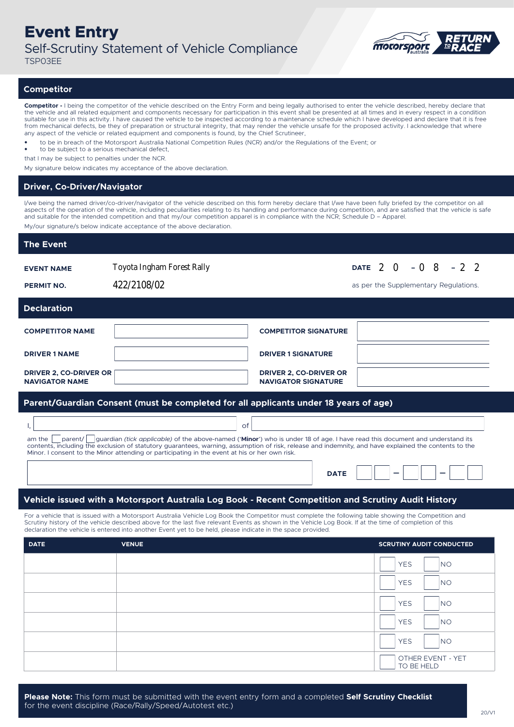# Event Entry

## Self-Scrutiny Statement of Vehicle Compliance

TSP03EE

## Competitor

**Competitor -** I being the competitor of the vehicle described on the Entry Form and being legally authorised to enter the vehicle described, hereby declare that the vehicle and all related equipment and components necessary for participation in this event shall be presented at all times and in every respect in a condition suitable for use in this activity. I have caused the vehicle to be inspected according to a maintenance schedule which I have developed and declare that it is free from mechanical defects, be they of preparation or structural integrity, that may render the vehicle unsafe for the proposed activity. I acknowledge that where any aspect of the vehicle or related equipment and components is found, by the Chief Scrutineer,

- to be in breach of the Motorsport Australia National Competition Rules (NCR) and/or the Regulations of the Event; or
- to be subject to a serious mechanical defect,

that I may be subject to penalties under the NCR.

My signature below indicates my acceptance of the above declaration.

## Driver, Co-Driver/Navigator

I/we being the named driver/co-driver/navigator of the vehicle described on this form hereby declare that I/we have been fully briefed by the competitor on all aspects of the operation of the vehicle, including peculiarities relating to its handling and performance during competition, and are satisfied that the vehicle is safe and suitable for the intended competition and that my/our competition apparel is in compliance with the NCR; Schedule D – Apparel.

My/our signature/s below indicate acceptance of the above declaration.

## The Event

**EVENT NAME** Toyota Ingham Forest Rally

**DATE** 20 – 08 – 22

**PERMIT NO.** 422/2108/02

as per the Supplementary Regulations.

## Declaration

| | | | |
|---|---|---|---|
| **COMPETITOR NAME** | | **COMPETITOR SIGNATURE** | |
| **DRIVER 1 NAME** | | **DRIVER 1 SIGNATURE** | |
| **DRIVER 2, CO-DRIVER OR NAVIGATOR NAME** | | **DRIVER 2, CO-DRIVER OR NAVIGATOR SIGNATURE** | |

## Parent/Guardian Consent (must be completed for all applicants under 18 years of age)

I, ______________________ of ______________________

am the ☐ parent/ ☐ guardian *(tick applicable)* of the above-named ('**Minor**') who is under 18 of age. I have read this document and understand its contents, including the exclusion of statutory guarantees, warning, assumption of risk, release and indemnity, and have explained the contents to the Minor. I consent to the Minor attending or participating in the event at his or her own risk.

**DATE** __ __ – __ __ – __ __

## Vehicle issued with a Motorsport Australia Log Book - Recent Competition and Scrutiny Audit History

For a vehicle that is issued with a Motorsport Australia Vehicle Log Book the Competitor must complete the following table showing the Competition and Scrutiny history of the vehicle described above for the last five relevant Events as shown in the Vehicle Log Book. If at the time of completion of this declaration the vehicle is entered into another Event yet to be held, please indicate in the space provided.

| DATE | VENUE | SCRUTINY AUDIT CONDUCTED |
|---|---|---|
| | | ☐ YES ☐ NO |
| | | ☐ YES ☐ NO |
| | | ☐ YES ☐ NO |
| | | ☐ YES ☐ NO |
| | | ☐ YES ☐ NO |
| | | ☐ OTHER EVENT - YET TO BE HELD |

**Please Note:** This form must be submitted with the event entry form and a completed **Self Scrutiny Checklist** for the event discipline (Race/Rally/Speed/Autotest etc.)

20/V1